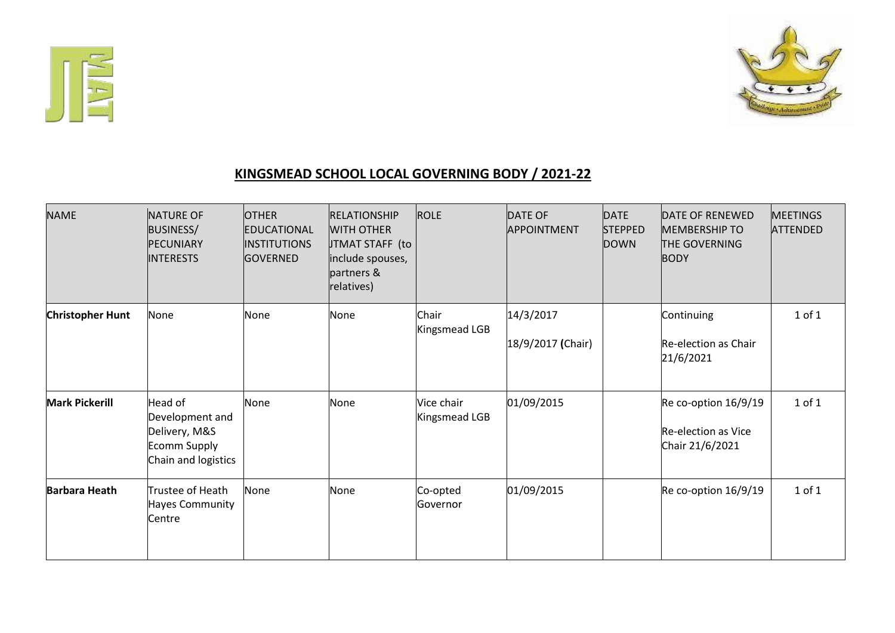# KINGSMEAD SCHOOL LOCAL GOVERNING BODY / 2021-22

| NAME | NATURE OF BUSINESS/ PECUNIARY INTERESTS | OTHER EDUCATIONAL INSTITUTIONS GOVERNED | RELATIONSHIP WITH OTHER JTMAT STAFF (to include spouses, partners & relatives) | ROLE | DATE OF APPOINTMENT | DATE STEPPED DOWN | DATE OF RENEWED MEMBERSHIP TO THE GOVERNING BODY | MEETINGS ATTENDED |
|---|---|---|---|---|---|---|---|---|
| **Christopher Hunt** | None | None | None | Chair Kingsmead LGB | 14/3/2017<br>18/9/2017 **(**Chair) | | Continuing<br>Re-election as Chair 21/6/2021 | 1 of 1 |
| **Mark Pickerill** | Head of Development and Delivery, M&S Ecomm Supply Chain and logistics | None | None | Vice chair Kingsmead LGB | 01/09/2015 | | Re co-option 16/9/19<br>Re-election as Vice Chair 21/6/2021 | 1 of 1 |
| **Barbara Heath** | Trustee of Heath Hayes Community Centre | None | None | Co-opted Governor | 01/09/2015 | | Re co-option 16/9/19 | 1 of 1 |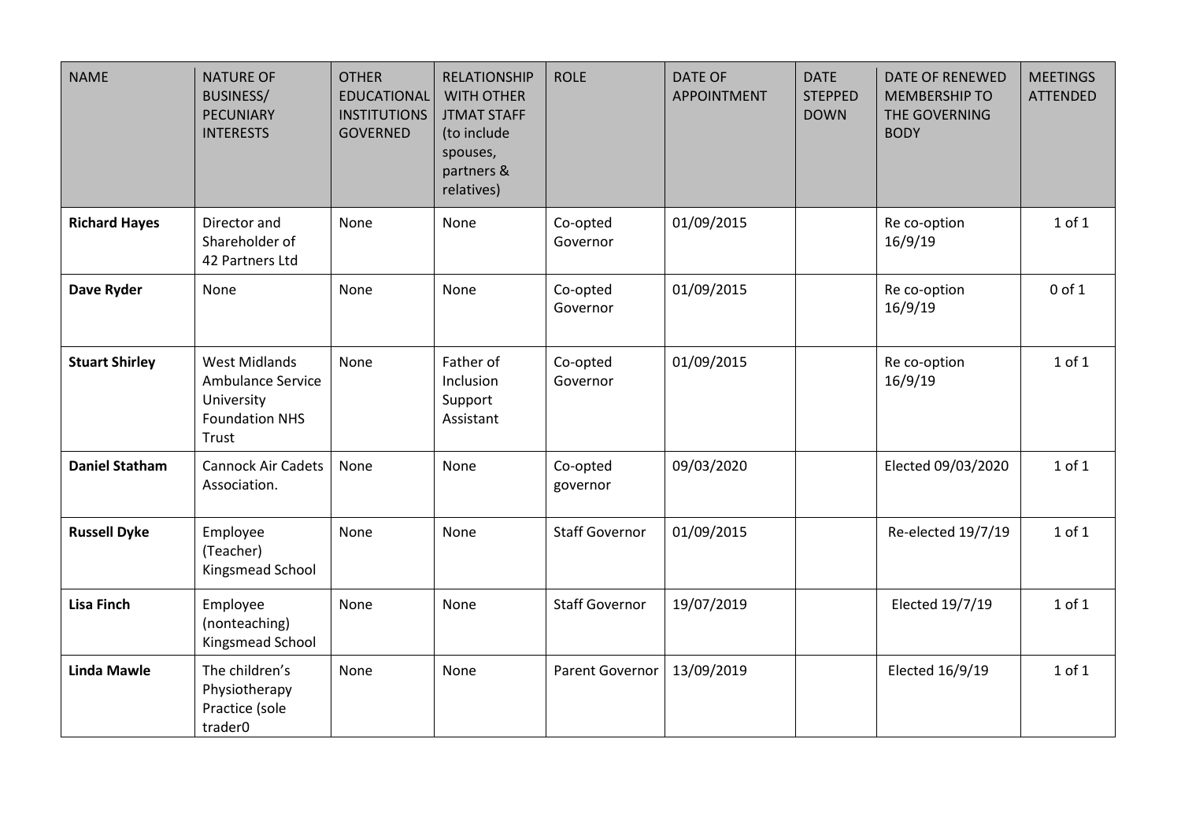| NAME | NATURE OF BUSINESS/ PECUNIARY INTERESTS | OTHER EDUCATIONAL INSTITUTIONS GOVERNED | RELATIONSHIP WITH OTHER JTMAT STAFF (to include spouses, partners & relatives) | ROLE | DATE OF APPOINTMENT | DATE STEPPED DOWN | DATE OF RENEWED MEMBERSHIP TO THE GOVERNING BODY | MEETINGS ATTENDED |
|---|---|---|---|---|---|---|---|---|
| **Richard Hayes** | Director and Shareholder of 42 Partners Ltd | None | None | Co-opted Governor | 01/09/2015 | | Re co-option 16/9/19 | 1 of 1 |
| **Dave Ryder** | None | None | None | Co-opted Governor | 01/09/2015 | | Re co-option 16/9/19 | 0 of 1 |
| **Stuart Shirley** | West Midlands Ambulance Service University Foundation NHS Trust | None | Father of Inclusion Support Assistant | Co-opted Governor | 01/09/2015 | | Re co-option 16/9/19 | 1 of 1 |
| **Daniel Statham** | Cannock Air Cadets Association. | None | None | Co-opted governor | 09/03/2020 | | Elected 09/03/2020 | 1 of 1 |
| **Russell Dyke** | Employee (Teacher) Kingsmead School | None | None | Staff Governor | 01/09/2015 | | Re-elected 19/7/19 | 1 of 1 |
| **Lisa Finch** | Employee (nonteaching) Kingsmead School | None | None | Staff Governor | 19/07/2019 | | Elected 19/7/19 | 1 of 1 |
| **Linda Mawle** | The children's Physiotherapy Practice (sole trader0 | None | None | Parent Governor | 13/09/2019 | | Elected 16/9/19 | 1 of 1 |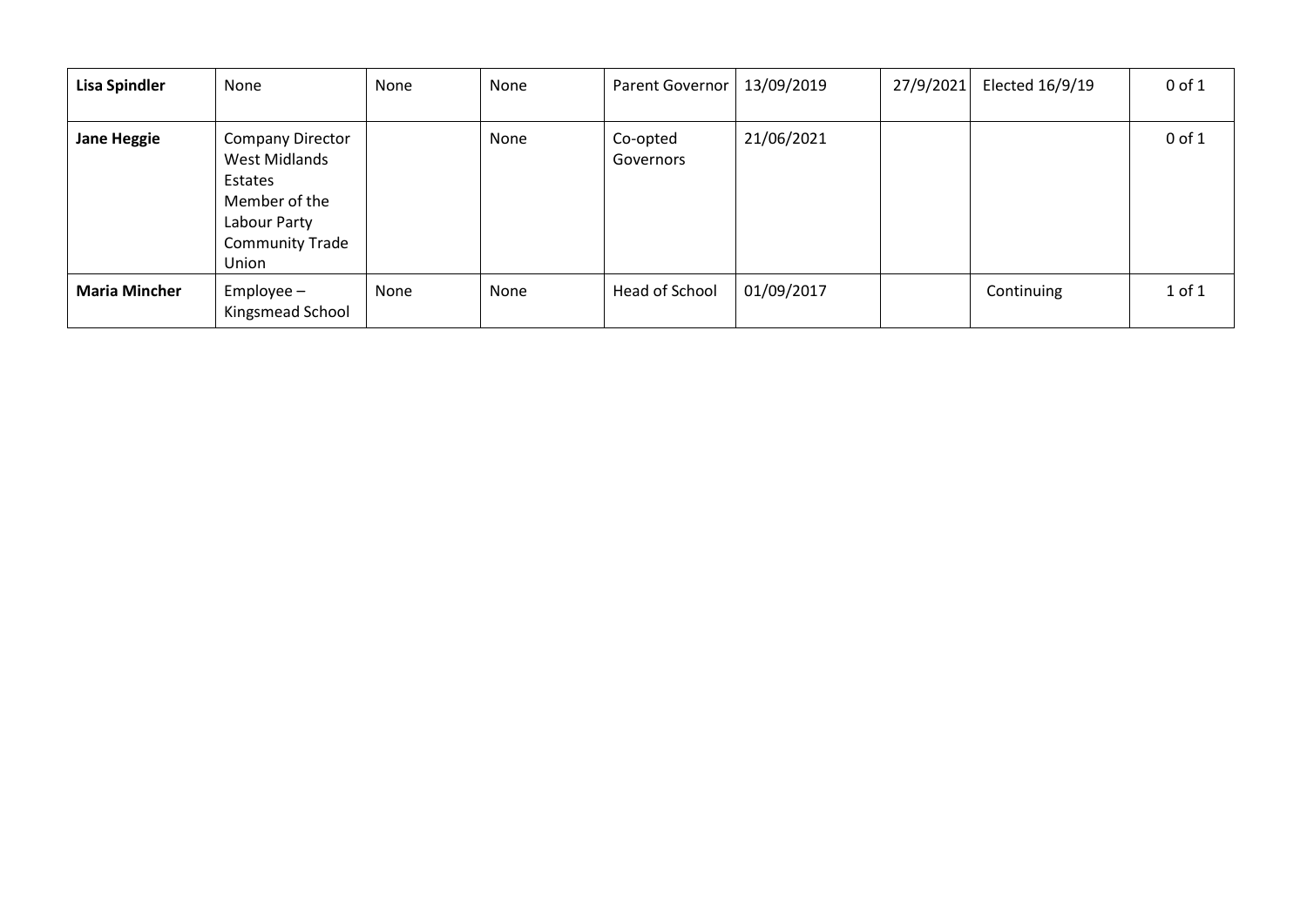| | | | | | | | | |
|---|---|---|---|---|---|---|---|---|
| **Lisa Spindler** | None | None | None | Parent Governor | 13/09/2019 | 27/9/2021 | Elected 16/9/19 | 0 of 1 |
| **Jane Heggie** | Company Director West Midlands Estates Member of the Labour Party Community Trade Union | | None | Co-opted Governors | 21/06/2021 | | | 0 of 1 |
| **Maria Mincher** | Employee – Kingsmead School | None | None | Head of School | 01/09/2017 | | Continuing | 1 of 1 |